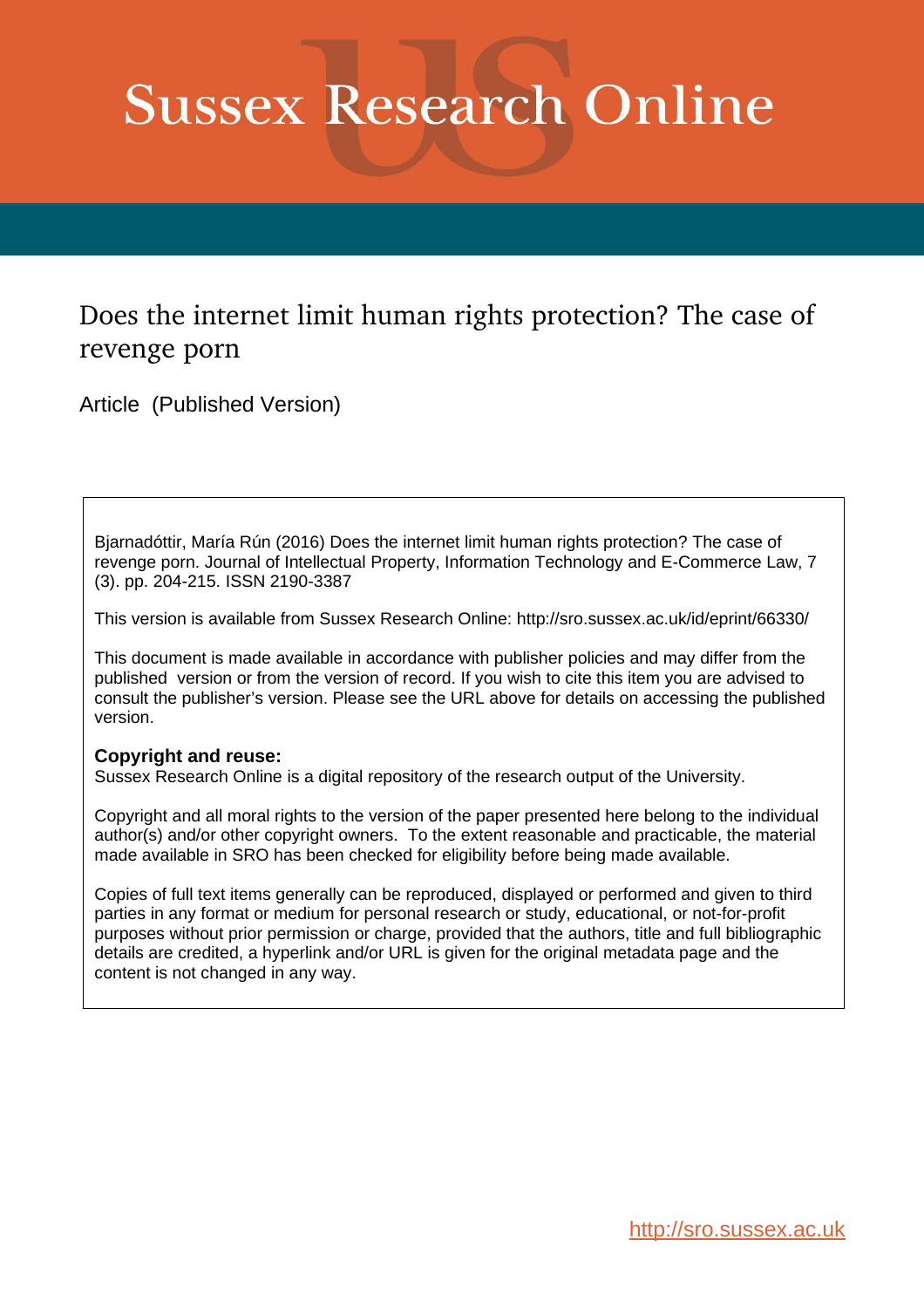# Sussex Research Online

## Does the internet limit human rights protection? The case of revenge porn

Article (Published Version)

Bjarnadóttir, María Rún (2016) Does the internet limit human rights protection? The case of revenge porn. Journal of Intellectual Property, Information Technology and E-Commerce Law, 7 (3). pp. 204-215. ISSN 2190-3387

This version is available from Sussex Research Online: http://sro.sussex.ac.uk/id/eprint/66330/

This document is made available in accordance with publisher policies and may differ from the published version or from the version of record. If you wish to cite this item you are advised to consult the publisher's version. Please see the URL above for details on accessing the published version.

**Copyright and reuse:**
Sussex Research Online is a digital repository of the research output of the University.

Copyright and all moral rights to the version of the paper presented here belong to the individual author(s) and/or other copyright owners. To the extent reasonable and practicable, the material made available in SRO has been checked for eligibility before being made available.

Copies of full text items generally can be reproduced, displayed or performed and given to third parties in any format or medium for personal research or study, educational, or not-for-profit purposes without prior permission or charge, provided that the authors, title and full bibliographic details are credited, a hyperlink and/or URL is given for the original metadata page and the content is not changed in any way.

http://sro.sussex.ac.uk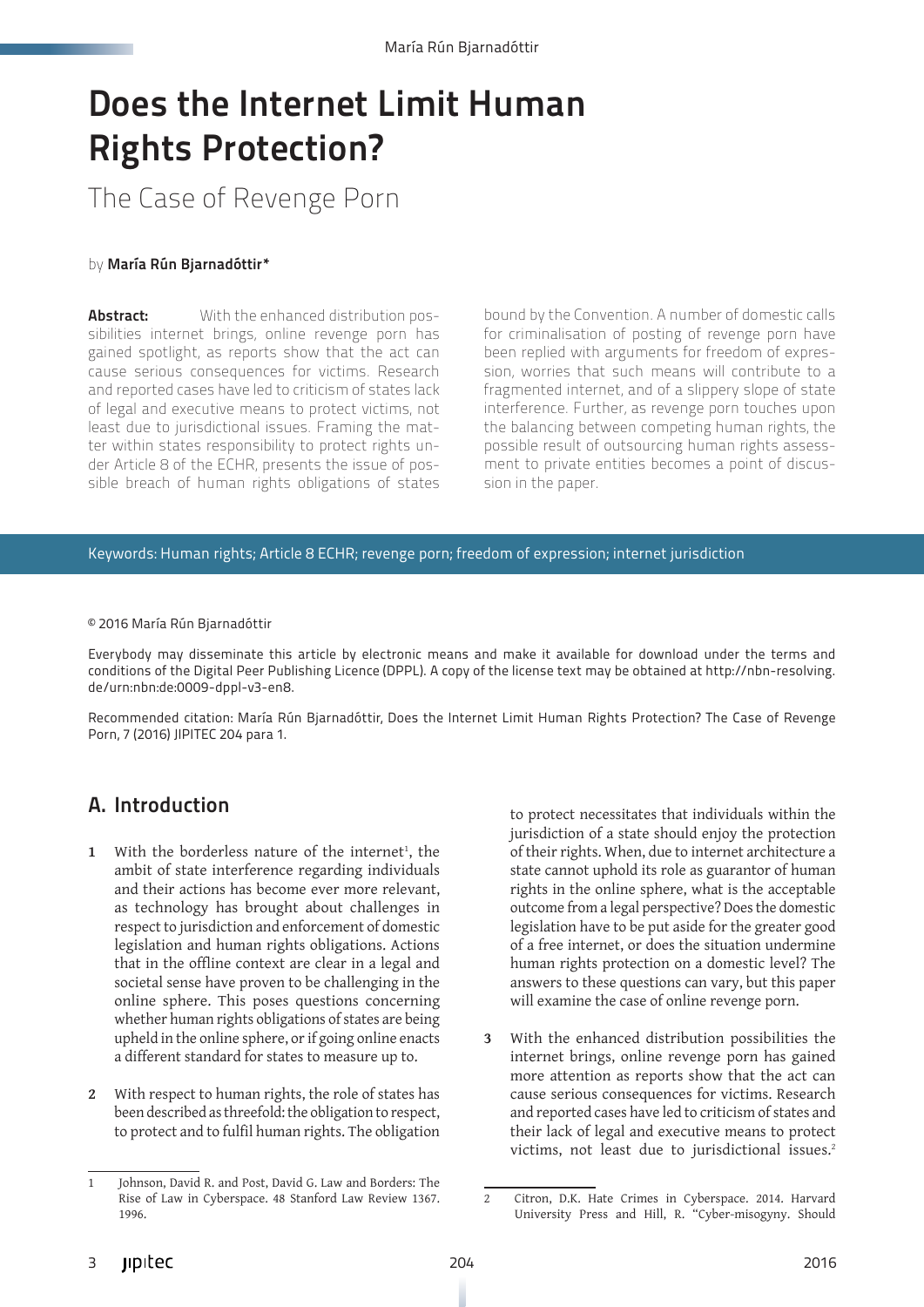# Does the Internet Limit Human Rights Protection?

## The Case of Revenge Porn

by **María Rún Bjarnadóttir***

**Abstract:** With the enhanced distribution possibilities internet brings, online revenge porn has gained spotlight, as reports show that the act can cause serious consequences for victims. Research and reported cases have led to criticism of states lack of legal and executive means to protect victims, not least due to jurisdictional issues. Framing the matter within states responsibility to protect rights under Article 8 of the ECHR, presents the issue of possible breach of human rights obligations of states bound by the Convention. A number of domestic calls for criminalisation of posting of revenge porn have been replied with arguments for freedom of expression, worries that such means will contribute to a fragmented internet, and of a slippery slope of state interference. Further, as revenge porn touches upon the balancing between competing human rights, the possible result of outsourcing human rights assessment to private entities becomes a point of discussion in the paper.

Keywords: Human rights; Article 8 ECHR; revenge porn; freedom of expression; internet jurisdiction

© 2016 María Rún Bjarnadóttir

Everybody may disseminate this article by electronic means and make it available for download under the terms and conditions of the Digital Peer Publishing Licence (DPPL). A copy of the license text may be obtained at http://nbn-resolving.de/urn:nbn:de:0009-dppl-v3-en8.

Recommended citation: María Rún Bjarnadóttir, Does the Internet Limit Human Rights Protection? The Case of Revenge Porn, 7 (2016) JIPITEC 204 para 1.

## A. Introduction

**1** With the borderless nature of the internet[1], the ambit of state interference regarding individuals and their actions has become ever more relevant, as technology has brought about challenges in respect to jurisdiction and enforcement of domestic legislation and human rights obligations. Actions that in the offline context are clear in a legal and societal sense have proven to be challenging in the online sphere. This poses questions concerning whether human rights obligations of states are being upheld in the online sphere, or if going online enacts a different standard for states to measure up to.

**2** With respect to human rights, the role of states has been described as threefold: the obligation to respect, to protect and to fulfil human rights. The obligation to protect necessitates that individuals within the jurisdiction of a state should enjoy the protection of their rights. When, due to internet architecture a state cannot uphold its role as guarantor of human rights in the online sphere, what is the acceptable outcome from a legal perspective? Does the domestic legislation have to be put aside for the greater good of a free internet, or does the situation undermine human rights protection on a domestic level? The answers to these questions can vary, but this paper will examine the case of online revenge porn.

**3** With the enhanced distribution possibilities the internet brings, online revenge porn has gained more attention as reports show that the act can cause serious consequences for victims. Research and reported cases have led to criticism of states and their lack of legal and executive means to protect victims, not least due to jurisdictional issues.[2]

---

1 Johnson, David R. and Post, David G. Law and Borders: The Rise of Law in Cyberspace. 48 Stanford Law Review 1367. 1996.

2 Citron, D.K. Hate Crimes in Cyberspace. 2014. Harvard University Press and Hill, R. "Cyber-misogyny. Should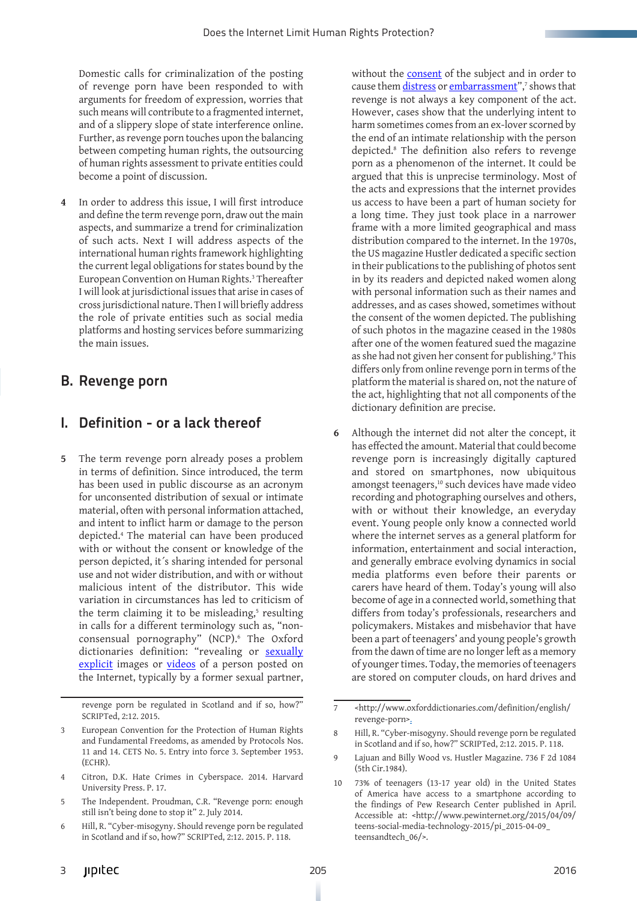Domestic calls for criminalization of the posting of revenge porn have been responded to with arguments for freedom of expression, worries that such means will contribute to a fragmented internet, and of a slippery slope of state interference online. Further, as revenge porn touches upon the balancing between competing human rights, the outsourcing of human rights assessment to private entities could become a point of discussion.

**4** In order to address this issue, I will first introduce and define the term revenge porn, draw out the main aspects, and summarize a trend for criminalization of such acts. Next I will address aspects of the international human rights framework highlighting the current legal obligations for states bound by the European Convention on Human Rights.[3] Thereafter I will look at jurisdictional issues that arise in cases of cross jurisdictional nature. Then I will briefly address the role of private entities such as social media platforms and hosting services before summarizing the main issues.

## B. Revenge porn

### I. Definition - or a lack thereof

**5** The term revenge porn already poses a problem in terms of definition. Since introduced, the term has been used in public discourse as an acronym for unconsented distribution of sexual or intimate material, often with personal information attached, and intent to inflict harm or damage to the person depicted.[4] The material can have been produced with or without the consent or knowledge of the person depicted, it´s sharing intended for personal use and not wider distribution, and with or without malicious intent of the distributor. This wide variation in circumstances has led to criticism of the term claiming it to be misleading,[5] resulting in calls for a different terminology such as, "non-consensual pornography" (NCP).[6] The Oxford dictionaries definition: "revealing or sexually explicit images or videos of a person posted on the Internet, typically by a former sexual partner, without the consent of the subject and in order to cause them distress or embarrassment",[7] shows that revenge is not always a key component of the act. However, cases show that the underlying intent to harm sometimes comes from an ex-lover scorned by the end of an intimate relationship with the person depicted.[8] The definition also refers to revenge porn as a phenomenon of the internet. It could be argued that this is unprecise terminology. Most of the acts and expressions that the internet provides us access to have been a part of human society for a long time. They just took place in a narrower frame with a more limited geographical and mass distribution compared to the internet. In the 1970s, the US magazine Hustler dedicated a specific section in their publications to the publishing of photos sent in by its readers and depicted naked women along with personal information such as their names and addresses, and as cases showed, sometimes without the consent of the women depicted. The publishing of such photos in the magazine ceased in the 1980s after one of the women featured sued the magazine as she had not given her consent for publishing.[9] This differs only from online revenge porn in terms of the platform the material is shared on, not the nature of the act, highlighting that not all components of the dictionary definition are precise.

**6** Although the internet did not alter the concept, it has effected the amount. Material that could become revenge porn is increasingly digitally captured and stored on smartphones, now ubiquitous amongst teenagers,[10] such devices have made video recording and photographing ourselves and others, with or without their knowledge, an everyday event. Young people only know a connected world where the internet serves as a general platform for information, entertainment and social interaction, and generally embrace evolving dynamics in social media platforms even before their parents or carers have heard of them. Today's young will also become of age in a connected world, something that differs from today's professionals, researchers and policymakers. Mistakes and misbehavior that have been a part of teenagers' and young people's growth from the dawn of time are no longer left as a memory of younger times. Today, the memories of teenagers are stored on computer clouds, on hard drives and

---

revenge porn be regulated in Scotland and if so, how?" SCRIPTed, 2:12. 2015.

3 European Convention for the Protection of Human Rights and Fundamental Freedoms, as amended by Protocols Nos. 11 and 14. CETS No. 5. Entry into force 3. September 1953. (ECHR).

4 Citron, D.K. Hate Crimes in Cyberspace. 2014. Harvard University Press. P. 17.

5 The Independent. Proudman, C.R. "Revenge porn: enough still isn't being done to stop it" 2. July 2014.

6 Hill, R. "Cyber-misogyny. Should revenge porn be regulated in Scotland and if so, how?" SCRIPTed, 2:12. 2015. P. 118.

7 <http://www.oxforddictionaries.com/definition/english/revenge-porn>.

8 Hill, R. "Cyber-misogyny. Should revenge porn be regulated in Scotland and if so, how?" SCRIPTed, 2:12. 2015. P. 118.

9 Lajuan and Billy Wood vs. Hustler Magazine. 736 F 2d 1084 (5th Cir.1984).

10 73% of teenagers (13-17 year old) in the United States of America have access to a smartphone according to the findings of Pew Research Center published in April. Accessible at: <http://www.pewinternet.org/2015/04/09/teens-social-media-technology-2015/pi_2015-04-09_teensandtech_06/>.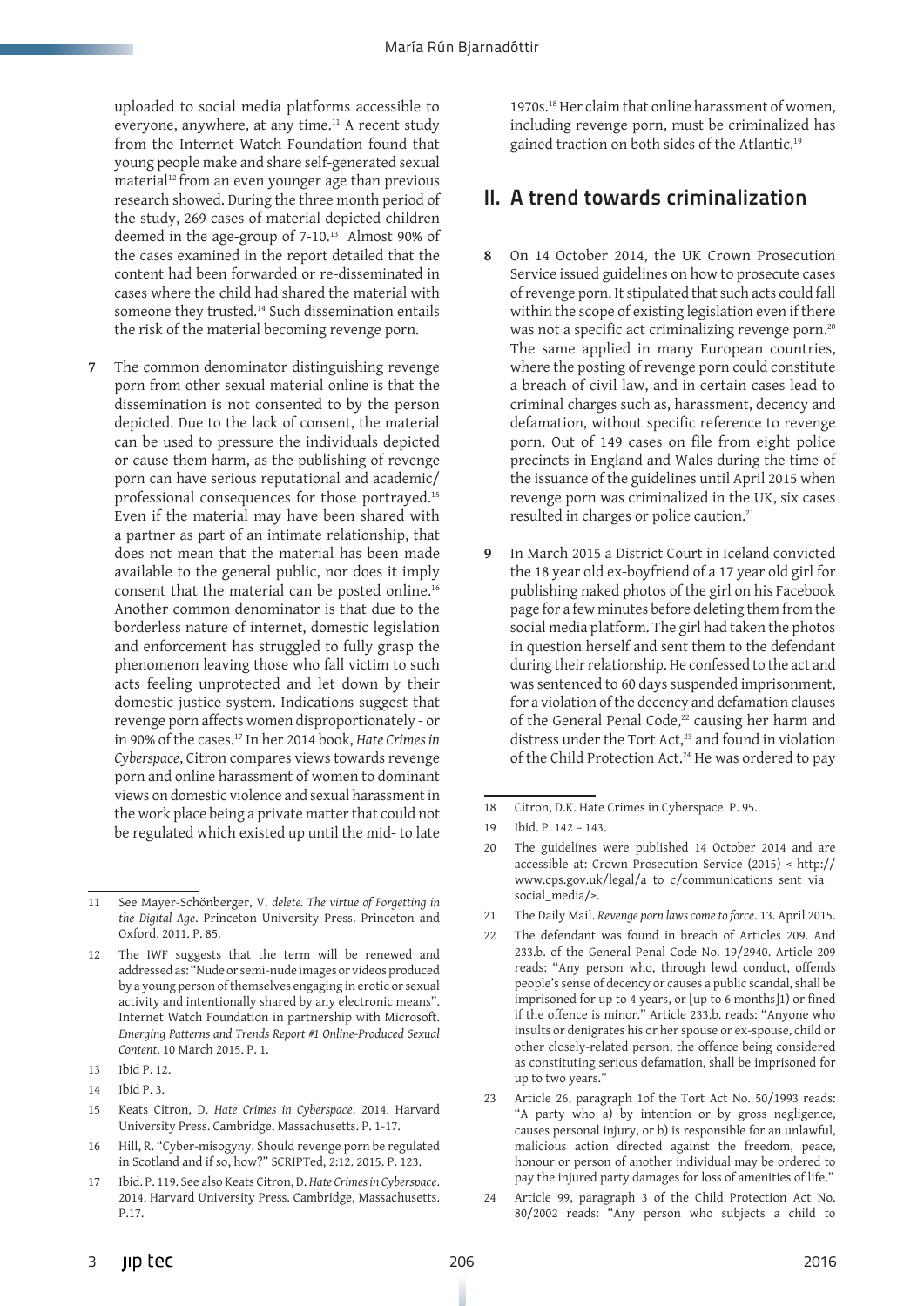uploaded to social media platforms accessible to everyone, anywhere, at any time.[11] A recent study from the Internet Watch Foundation found that young people make and share self-generated sexual material[12] from an even younger age than previous research showed. During the three month period of the study, 269 cases of material depicted children deemed in the age-group of 7-10.[13] Almost 90% of the cases examined in the report detailed that the content had been forwarded or re-disseminated in cases where the child had shared the material with someone they trusted.[14] Such dissemination entails the risk of the material becoming revenge porn.

**7** The common denominator distinguishing revenge porn from other sexual material online is that the dissemination is not consented to by the person depicted. Due to the lack of consent, the material can be used to pressure the individuals depicted or cause them harm, as the publishing of revenge porn can have serious reputational and academic/professional consequences for those portrayed.[15] Even if the material may have been shared with a partner as part of an intimate relationship, that does not mean that the material has been made available to the general public, nor does it imply consent that the material can be posted online.[16] Another common denominator is that due to the borderless nature of internet, domestic legislation and enforcement has struggled to fully grasp the phenomenon leaving those who fall victim to such acts feeling unprotected and let down by their domestic justice system. Indications suggest that revenge porn affects women disproportionately - or in 90% of the cases.[17] In her 2014 book, *Hate Crimes in Cyberspace*, Citron compares views towards revenge porn and online harassment of women to dominant views on domestic violence and sexual harassment in the work place being a private matter that could not be regulated which existed up until the mid- to late 1970s.[18] Her claim that online harassment of women, including revenge porn, must be criminalized has gained traction on both sides of the Atlantic.[19]

## II. A trend towards criminalization

**8** On 14 October 2014, the UK Crown Prosecution Service issued guidelines on how to prosecute cases of revenge porn. It stipulated that such acts could fall within the scope of existing legislation even if there was not a specific act criminalizing revenge porn.[20] The same applied in many European countries, where the posting of revenge porn could constitute a breach of civil law, and in certain cases lead to criminal charges such as, harassment, decency and defamation, without specific reference to revenge porn. Out of 149 cases on file from eight police precincts in England and Wales during the time of the issuance of the guidelines until April 2015 when revenge porn was criminalized in the UK, six cases resulted in charges or police caution.[21]

**9** In March 2015 a District Court in Iceland convicted the 18 year old ex-boyfriend of a 17 year old girl for publishing naked photos of the girl on his Facebook page for a few minutes before deleting them from the social media platform. The girl had taken the photos in question herself and sent them to the defendant during their relationship. He confessed to the act and was sentenced to 60 days suspended imprisonment, for a violation of the decency and defamation clauses of the General Penal Code,[22] causing her harm and distress under the Tort Act,[23] and found in violation of the Child Protection Act.[24] He was ordered to pay

---

11 See Mayer-Schönberger, V. *delete. The virtue of Forgetting in the Digital Age*. Princeton University Press. Princeton and Oxford. 2011. P. 85.

12 The IWF suggests that the term will be renewed and addressed as: "Nude or semi-nude images or videos produced by a young person of themselves engaging in erotic or sexual activity and intentionally shared by any electronic means". Internet Watch Foundation in partnership with Microsoft. *Emerging Patterns and Trends Report #1 Online-Produced Sexual Content*. 10 March 2015. P. 1.

13 Ibid P. 12.

14 Ibid P. 3.

15 Keats Citron, D. *Hate Crimes in Cyberspace*. 2014. Harvard University Press. Cambridge, Massachusetts. P. 1-17.

16 Hill, R. "Cyber-misogyny. Should revenge porn be regulated in Scotland and if so, how?" SCRIPTed, 2:12. 2015. P. 123.

17 Ibid. P. 119. See also Keats Citron, D. *Hate Crimes in Cyberspace*. 2014. Harvard University Press. Cambridge, Massachusetts. P.17.

18 Citron, D.K. Hate Crimes in Cyberspace. P. 95.

19 Ibid. P. 142 – 143.

20 The guidelines were published 14 October 2014 and are accessible at: Crown Prosecution Service (2015) < http://www.cps.gov.uk/legal/a_to_c/communications_sent_via_social_media/>.

21 The Daily Mail. *Revenge porn laws come to force*. 13. April 2015.

22 The defendant was found in breach of Articles 209. And 233.b. of the General Penal Code No. 19/2940. Article 209 reads: "Any person who, through lewd conduct, offends people's sense of decency or causes a public scandal, shall be imprisoned for up to 4 years, or [up to 6 months]1) or fined if the offence is minor." Article 233.b. reads: "Anyone who insults or denigrates his or her spouse or ex-spouse, child or other closely-related person, the offence being considered as constituting serious defamation, shall be imprisoned for up to two years."

23 Article 26, paragraph 1of the Tort Act No. 50/1993 reads: "A party who a) by intention or by gross negligence, causes personal injury, or b) is responsible for an unlawful, malicious action directed against the freedom, peace, honour or person of another individual may be ordered to pay the injured party damages for loss of amenities of life."

24 Article 99, paragraph 3 of the Child Protection Act No. 80/2002 reads: "Any person who subjects a child to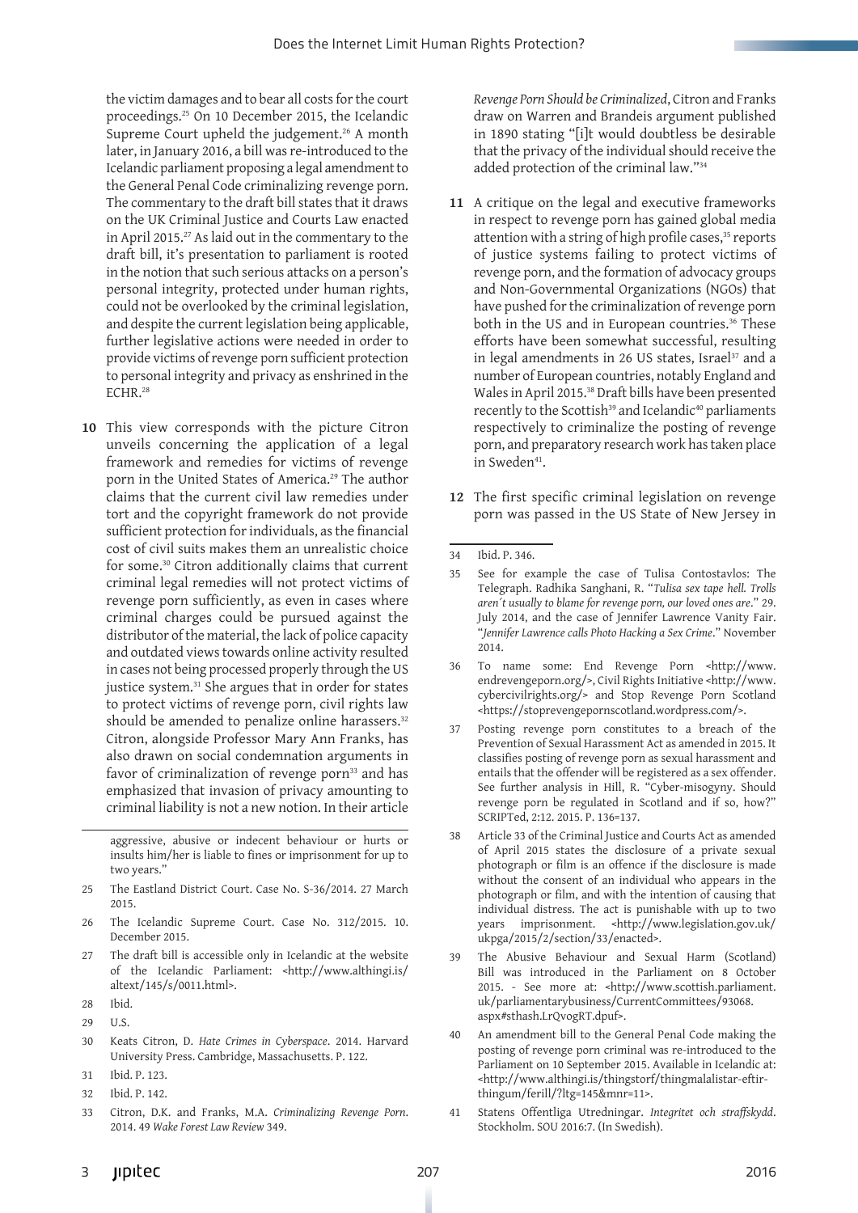the victim damages and to bear all costs for the court proceedings.[25] On 10 December 2015, the Icelandic Supreme Court upheld the judgement.[26] A month later, in January 2016, a bill was re-introduced to the Icelandic parliament proposing a legal amendment to the General Penal Code criminalizing revenge porn. The commentary to the draft bill states that it draws on the UK Criminal Justice and Courts Law enacted in April 2015.[27] As laid out in the commentary to the draft bill, it's presentation to parliament is rooted in the notion that such serious attacks on a person's personal integrity, protected under human rights, could not be overlooked by the criminal legislation, and despite the current legislation being applicable, further legislative actions were needed in order to provide victims of revenge porn sufficient protection to personal integrity and privacy as enshrined in the ECHR.[28]

**10** This view corresponds with the picture Citron unveils concerning the application of a legal framework and remedies for victims of revenge porn in the United States of America.[29] The author claims that the current civil law remedies under tort and the copyright framework do not provide sufficient protection for individuals, as the financial cost of civil suits makes them an unrealistic choice for some.[30] Citron additionally claims that current criminal legal remedies will not protect victims of revenge porn sufficiently, as even in cases where criminal charges could be pursued against the distributor of the material, the lack of police capacity and outdated views towards online activity resulted in cases not being processed properly through the US justice system.[31] She argues that in order for states to protect victims of revenge porn, civil rights law should be amended to penalize online harassers.[32] Citron, alongside Professor Mary Ann Franks, has also drawn on social condemnation arguments in favor of criminalization of revenge porn[33] and has emphasized that invasion of privacy amounting to criminal liability is not a new notion. In their article *Revenge Porn Should be Criminalized*, Citron and Franks draw on Warren and Brandeis argument published in 1890 stating "[i]t would doubtless be desirable that the privacy of the individual should receive the added protection of the criminal law."[34]

**11** A critique on the legal and executive frameworks in respect to revenge porn has gained global media attention with a string of high profile cases,[35] reports of justice systems failing to protect victims of revenge porn, and the formation of advocacy groups and Non-Governmental Organizations (NGOs) that have pushed for the criminalization of revenge porn both in the US and in European countries.[36] These efforts have been somewhat successful, resulting in legal amendments in 26 US states, Israel[37] and a number of European countries, notably England and Wales in April 2015.[38] Draft bills have been presented recently to the Scottish[39] and Icelandic[40] parliaments respectively to criminalize the posting of revenge porn, and preparatory research work has taken place in Sweden[41].

**12** The first specific criminal legislation on revenge porn was passed in the US State of New Jersey in

---

aggressive, abusive or indecent behaviour or hurts or insults him/her is liable to fines or imprisonment for up to two years."

25 The Eastland District Court. Case No. S-36/2014. 27 March 2015.

26 The Icelandic Supreme Court. Case No. 312/2015. 10. December 2015.

27 The draft bill is accessible only in Icelandic at the website of the Icelandic Parliament: <http://www.althingi.is/altext/145/s/0011.html>.

28 Ibid.

29 U.S.

30 Keats Citron, D. *Hate Crimes in Cyberspace*. 2014. Harvard University Press. Cambridge, Massachusetts. P. 122.

31 Ibid. P. 123.

32 Ibid. P. 142.

33 Citron, D.K. and Franks, M.A. *Criminalizing Revenge Porn*. 2014. 49 *Wake Forest Law Review* 349.

34 Ibid. P. 346.

35 See for example the case of Tulisa Contostavlos: The Telegraph. Radhika Sanghani, R. "*Tulisa sex tape hell. Trolls aren´t usually to blame for revenge porn, our loved ones are*." 29. July 2014, and the case of Jennifer Lawrence Vanity Fair. "*Jennifer Lawrence calls Photo Hacking a Sex Crime*." November 2014.

36 To name some: End Revenge Porn <http://www.endrevengeporn.org/>, Civil Rights Initiative <http://www.cybercivilrights.org/> and Stop Revenge Porn Scotland <https://stoprevengepornscotland.wordpress.com/>.

37 Posting revenge porn constitutes to a breach of the Prevention of Sexual Harassment Act as amended in 2015. It classifies posting of revenge porn as sexual harassment and entails that the offender will be registered as a sex offender. See further analysis in Hill, R. "Cyber-misogyny. Should revenge porn be regulated in Scotland and if so, how?" SCRIPTed, 2:12. 2015. P. 136=137.

38 Article 33 of the Criminal Justice and Courts Act as amended of April 2015 states the disclosure of a private sexual photograph or film is an offence if the disclosure is made without the consent of an individual who appears in the photograph or film, and with the intention of causing that individual distress. The act is punishable with up to two years imprisonment. <http://www.legislation.gov.uk/ukpga/2015/2/section/33/enacted>.

39 The Abusive Behaviour and Sexual Harm (Scotland) Bill was introduced in the Parliament on 8 October 2015. - See more at: <http://www.scottish.parliament.uk/parliamentarybusiness/CurrentCommittees/93068.aspx#sthash.LrQvogRT.dpuf>.

40 An amendment bill to the General Penal Code making the posting of revenge porn criminal was re-introduced to the Parliament on 10 September 2015. Available in Icelandic at: <http://www.althingi.is/thingstorf/thingmalalistar-eftir-thingum/ferill/?ltg=145&mnr=11>.

41 Statens Offentliga Utredningar. *Integritet och straffskydd*. Stockholm. SOU 2016:7. (In Swedish).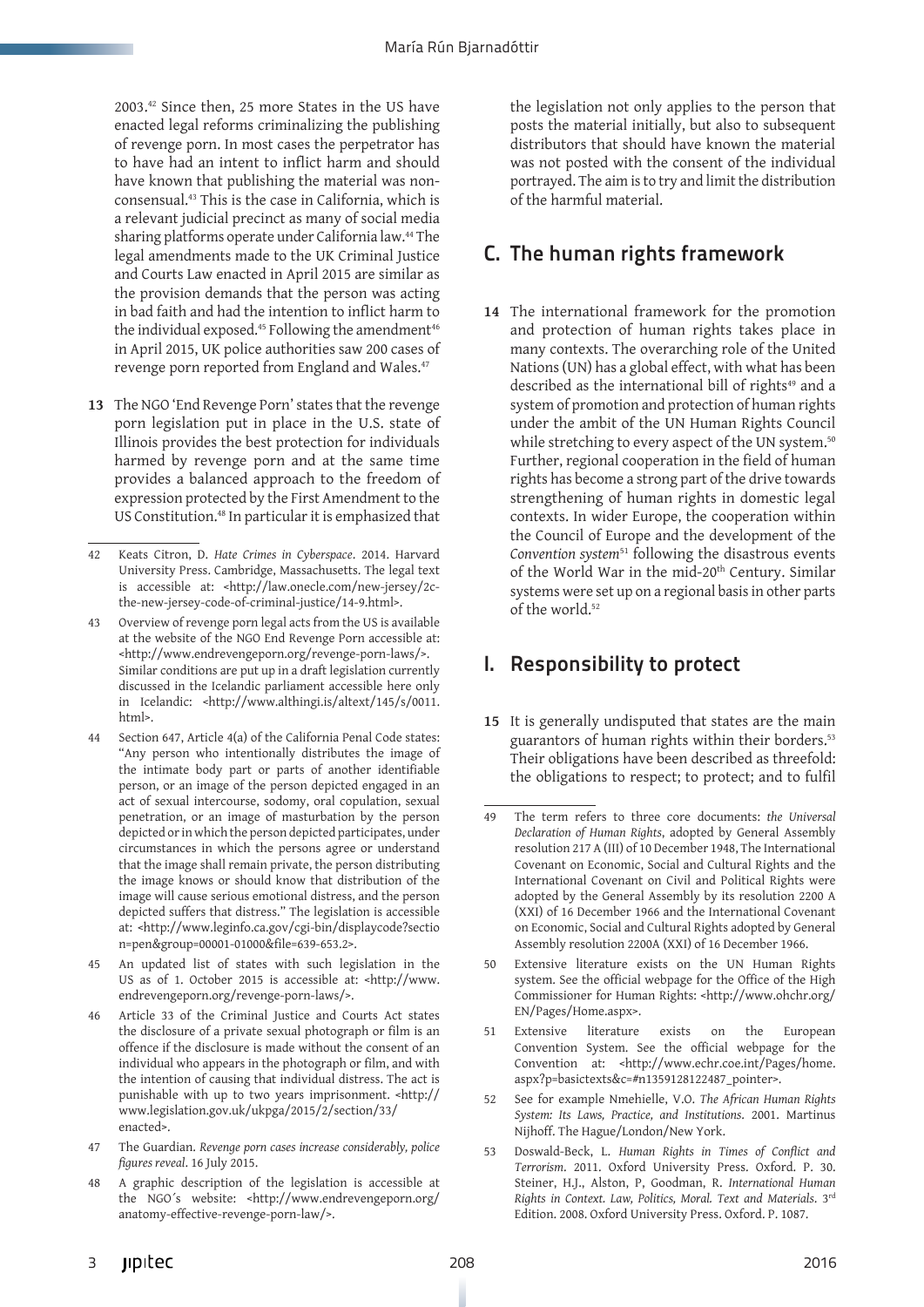2003.[42] Since then, 25 more States in the US have enacted legal reforms criminalizing the publishing of revenge porn. In most cases the perpetrator has to have had an intent to inflict harm and should have known that publishing the material was non-consensual.[43] This is the case in California, which is a relevant judicial precinct as many of social media sharing platforms operate under California law.[44] The legal amendments made to the UK Criminal Justice and Courts Law enacted in April 2015 are similar as the provision demands that the person was acting in bad faith and had the intention to inflict harm to the individual exposed.[45] Following the amendment[46] in April 2015, UK police authorities saw 200 cases of revenge porn reported from England and Wales.[47]

**13** The NGO 'End Revenge Porn' states that the revenge porn legislation put in place in the U.S. state of Illinois provides the best protection for individuals harmed by revenge porn and at the same time provides a balanced approach to the freedom of expression protected by the First Amendment to the US Constitution.[48] In particular it is emphasized that the legislation not only applies to the person that posts the material initially, but also to subsequent distributors that should have known the material was not posted with the consent of the individual portrayed. The aim is to try and limit the distribution of the harmful material.

## C. The human rights framework

**14** The international framework for the promotion and protection of human rights takes place in many contexts. The overarching role of the United Nations (UN) has a global effect, with what has been described as the international bill of rights[49] and a system of promotion and protection of human rights under the ambit of the UN Human Rights Council while stretching to every aspect of the UN system.[50] Further, regional cooperation in the field of human rights has become a strong part of the drive towards strengthening of human rights in domestic legal contexts. In wider Europe, the cooperation within the Council of Europe and the development of the *Convention system*[51] following the disastrous events of the World War in the mid-20th Century. Similar systems were set up on a regional basis in other parts of the world.[52]

## I. Responsibility to protect

**15** It is generally undisputed that states are the main guarantors of human rights within their borders.[53] Their obligations have been described as threefold: the obligations to respect; to protect; and to fulfil

---

42 Keats Citron, D. *Hate Crimes in Cyberspace*. 2014. Harvard University Press. Cambridge, Massachusetts. The legal text is accessible at: <http://law.onecle.com/new-jersey/2c-the-new-jersey-code-of-criminal-justice/14-9.html>.

43 Overview of revenge porn legal acts from the US is available at the website of the NGO End Revenge Porn accessible at: <http://www.endrevengeporn.org/revenge-porn-laws/>. Similar conditions are put up in a draft legislation currently discussed in the Icelandic parliament accessible here only in Icelandic: <http://www.althingi.is/altext/145/s/0011.html>.

44 Section 647, Article 4(a) of the California Penal Code states: "Any person who intentionally distributes the image of the intimate body part or parts of another identifiable person, or an image of the person depicted engaged in an act of sexual intercourse, sodomy, oral copulation, sexual penetration, or an image of masturbation by the person depicted or in which the person depicted participates, under circumstances in which the persons agree or understand that the image shall remain private, the person distributing the image knows or should know that distribution of the image will cause serious emotional distress, and the person depicted suffers that distress." The legislation is accessible at: <http://www.leginfo.ca.gov/cgi-bin/displaycode?section=pen&group=00001-01000&file=639-653.2>.

45 An updated list of states with such legislation in the US as of 1. October 2015 is accessible at: <http://www.endrevengeporn.org/revenge-porn-laws/>.

46 Article 33 of the Criminal Justice and Courts Act states the disclosure of a private sexual photograph or film is an offence if the disclosure is made without the consent of an individual who appears in the photograph or film, and with the intention of causing that individual distress. The act is punishable with up to two years imprisonment. <http://www.legislation.gov.uk/ukpga/2015/2/section/33/enacted>.

47 The Guardian. *Revenge porn cases increase considerably, police figures reveal*. 16 July 2015.

48 A graphic description of the legislation is accessible at the NGO´s website: <http://www.endrevengeporn.org/anatomy-effective-revenge-porn-law/>.

49 The term refers to three core documents: *the Universal Declaration of Human Rights*, adopted by General Assembly resolution 217 A (III) of 10 December 1948, The International Covenant on Economic, Social and Cultural Rights and the International Covenant on Civil and Political Rights were adopted by the General Assembly by its resolution 2200 A (XXI) of 16 December 1966 and the International Covenant on Economic, Social and Cultural Rights adopted by General Assembly resolution 2200A (XXI) of 16 December 1966.

50 Extensive literature exists on the UN Human Rights system. See the official webpage for the Office of the High Commissioner for Human Rights: <http://www.ohchr.org/EN/Pages/Home.aspx>.

51 Extensive literature exists on the European Convention System. See the official webpage for the Convention at: <http://www.echr.coe.int/Pages/home.aspx?p=basictexts&c=#n1359128122487_pointer>.

52 See for example Nmehielle, V.O. *The African Human Rights System: Its Laws, Practice, and Institutions*. 2001. Martinus Nijhoff. The Hague/London/New York.

53 Doswald-Beck, L. *Human Rights in Times of Conflict and Terrorism*. 2011. Oxford University Press. Oxford. P. 30. Steiner, H.J., Alston, P, Goodman, R. *International Human Rights in Context. Law, Politics, Moral. Text and Materials*. 3rd Edition. 2008. Oxford University Press. Oxford. P. 1087.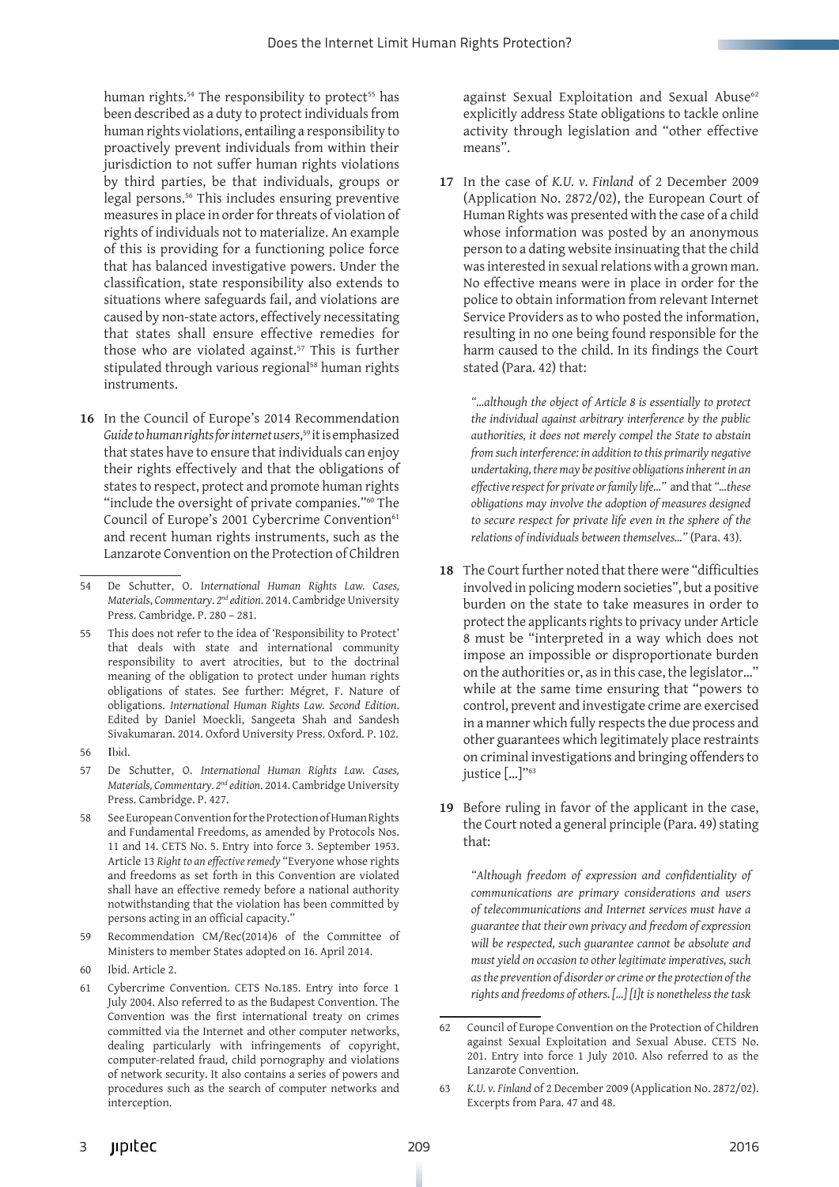human rights.[54] The responsibility to protect[55] has been described as a duty to protect individuals from human rights violations, entailing a responsibility to proactively prevent individuals from within their jurisdiction to not suffer human rights violations by third parties, be that individuals, groups or legal persons.[56] This includes ensuring preventive measures in place in order for threats of violation of rights of individuals not to materialize. An example of this is providing for a functioning police force that has balanced investigative powers. Under the classification, state responsibility also extends to situations where safeguards fail, and violations are caused by non-state actors, effectively necessitating that states shall ensure effective remedies for those who are violated against.[57] This is further stipulated through various regional[58] human rights instruments.

**16** In the Council of Europe's 2014 Recommendation *Guide to human rights for internet users*,[59] it is emphasized that states have to ensure that individuals can enjoy their rights effectively and that the obligations of states to respect, protect and promote human rights "include the oversight of private companies."[60] The Council of Europe's 2001 Cybercrime Convention[61] and recent human rights instruments, such as the Lanzarote Convention on the Protection of Children against Sexual Exploitation and Sexual Abuse[62] explicitly address State obligations to tackle online activity through legislation and "other effective means".

**17** In the case of *K.U. v. Finland* of 2 December 2009 (Application No. 2872/02), the European Court of Human Rights was presented with the case of a child whose information was posted by an anonymous person to a dating website insinuating that the child was interested in sexual relations with a grown man. No effective means were in place in order for the police to obtain information from relevant Internet Service Providers as to who posted the information, resulting in no one being found responsible for the harm caused to the child. In its findings the Court stated (Para. 42) that:

> *"…although the object of Article 8 is essentially to protect the individual against arbitrary interference by the public authorities, it does not merely compel the State to abstain from such interference: in addition to this primarily negative undertaking, there may be positive obligations inherent in an effective respect for private or family life…"* and that *"…these obligations may involve the adoption of measures designed to secure respect for private life even in the sphere of the relations of individuals between themselves…"* (Para. 43).

**18** The Court further noted that there were "difficulties involved in policing modern societies", but a positive burden on the state to take measures in order to protect the applicants rights to privacy under Article 8 must be "interpreted in a way which does not impose an impossible or disproportionate burden on the authorities or, as in this case, the legislator…" while at the same time ensuring that "powers to control, prevent and investigate crime are exercised in a manner which fully respects the due process and other guarantees which legitimately place restraints on criminal investigations and bringing offenders to justice […]"[63]

**19** Before ruling in favor of the applicant in the case, the Court noted a general principle (Para. 49) stating that:

> *"Although freedom of expression and confidentiality of communications are primary considerations and users of telecommunications and Internet services must have a guarantee that their own privacy and freedom of expression will be respected, such guarantee cannot be absolute and must yield on occasion to other legitimate imperatives, such as the prevention of disorder or crime or the protection of the rights and freedoms of others. […] [I]t is nonetheless the task*

---

54 De Schutter, O. I*nternational Human Rights Law. Cases, Materials, Commentary. 2nd edition*. 2014. Cambridge University Press. Cambridge. P. 280 – 281.

55 This does not refer to the idea of 'Responsibility to Protect' that deals with state and international community responsibility to avert atrocities, but to the doctrinal meaning of the obligation to protect under human rights obligations of states. See further: Mégret, F. Nature of obligations. *International Human Rights Law. Second Edition*. Edited by Daniel Moeckli, Sangeeta Shah and Sandesh Sivakumaran. 2014. Oxford University Press. Oxford. P. 102.

56 Ibid.

57 De Schutter, O. *International Human Rights Law. Cases, Materials, Commentary. 2nd edition*. 2014. Cambridge University Press. Cambridge. P. 427.

58 See European Convention for the Protection of Human Rights and Fundamental Freedoms, as amended by Protocols Nos. 11 and 14. CETS No. 5. September 1953. Article 13 *Right to an effective remedy* "Everyone whose rights and freedoms as set forth in this Convention are violated shall have an effective remedy before a national authority notwithstanding that the violation has been committed by persons acting in an official capacity."

59 Recommendation CM/Rec(2014)6 of the Committee of Ministers to member States adopted on 16. April 2014.

60 Ibid. Article 2.

61 Cybercrime Convention. CETS No.185. Entry into force 1 July 2004. Also referred to as the Budapest Convention. The Convention was the first international treaty on crimes committed via the Internet and other computer networks, dealing particularly with infringements of copyright, computer-related fraud, child pornography and violations of network security. It also contains a series of powers and procedures such as the search of computer networks and interception.

62 Council of Europe Convention on the Protection of Children against Sexual Exploitation and Sexual Abuse. CETS No. 201. Entry into force 1 July 2010. Also referred to as the Lanzarote Convention.

63 *K.U. v. Finland* of 2 December 2009 (Application No. 2872/02). Excerpts from Para. 47 and 48.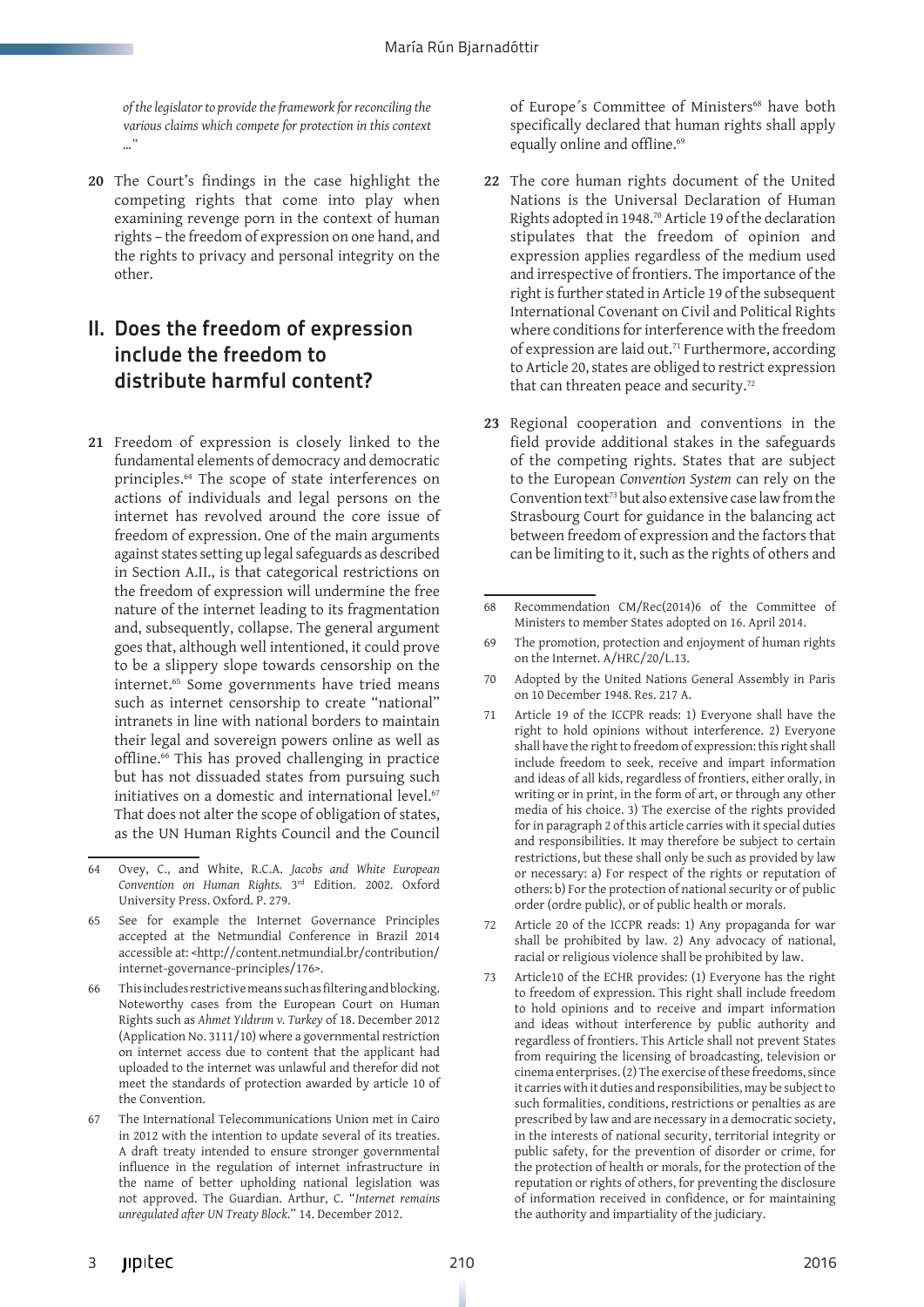*of the legislator to provide the framework for reconciling the various claims which compete for protection in this context ..."*

**20** The Court's findings in the case highlight the competing rights that come into play when examining revenge porn in the context of human rights – the freedom of expression on one hand, and the rights to privacy and personal integrity on the other.

## II. Does the freedom of expression include the freedom to distribute harmful content?

**21** Freedom of expression is closely linked to the fundamental elements of democracy and democratic principles.[64] The scope of state interferences on actions of individuals and legal persons on the internet has revolved around the core issue of freedom of expression. One of the main arguments against states setting up legal safeguards as described in Section A.II., is that categorical restrictions on the freedom of expression will undermine the free nature of the internet leading to its fragmentation and, subsequently, collapse. The general argument goes that, although well intentioned, it could prove to be a slippery slope towards censorship on the internet.[65] Some governments have tried means such as internet censorship to create "national" intranets in line with national borders to maintain their legal and sovereign powers online as well as offline.[66] This has proved challenging in practice but has not dissuaded states from pursuing such initiatives on a domestic and international level.[67] That does not alter the scope of obligation of states, as the UN Human Rights Council and the Council of Europe´s Committee of Ministers[68] have both specifically declared that human rights shall apply equally online and offline.[69]

**22** The core human rights document of the United Nations is the Universal Declaration of Human Rights adopted in 1948.[70] Article 19 of the declaration stipulates that the freedom of opinion and expression applies regardless of the medium used and irrespective of frontiers. The importance of the right is further stated in Article 19 of the subsequent International Covenant on Civil and Political Rights where conditions for interference with the freedom of expression are laid out.[71] Furthermore, according to Article 20, states are obliged to restrict expression that can threaten peace and security.[72]

**23** Regional cooperation and conventions in the field provide additional stakes in the safeguards of the competing rights. States that are subject to the European *Convention System* can rely on the Convention text[73] but also extensive case law from the Strasbourg Court for guidance in the balancing act between freedom of expression and the factors that can be limiting to it, such as the rights of others and

---

64 Ovey, C., and White, R.C.A. *Jacobs and White European Convention on Human Rights*. 3rd Edition. 2002. Oxford University Press. Oxford. P. 279.

65 See for example the Internet Governance Principles accepted at the Netmundial Conference in Brazil 2014 accessible at: <http://content.netmundial.br/contribution/internet-governance-principles/176>.

66 This includes restrictive means such as filtering and blocking. Noteworthy cases from the European Court on Human Rights such as *Ahmet Yıldırım v. Turkey* of 18. December 2012 (Application No. 3111/10) where a governmental restriction on internet access due to content that the applicant had uploaded to the internet was unlawful and therefor did not meet the standards of protection awarded by article 10 of the Convention.

67 The International Telecommunications Union met in Cairo in 2012 with the intention to update several of its treaties. A draft treaty intended to ensure stronger governmental influence in the regulation of internet infrastructure in the name of better upholding national legislation was not approved. The Guardian. Arthur, C. "*Internet remains unregulated after UN Treaty Block*." 14. December 2012.

68 Recommendation CM/Rec(2014)6 of the Committee of Ministers to member States adopted on 16. April 2014.

69 The promotion, protection and enjoyment of human rights on the Internet. A/HRC/20/L.13.

70 Adopted by the United Nations General Assembly in Paris on 10 December 1948. Res. 217 A.

71 Article 19 of the ICCPR reads: 1) Everyone shall have the right to hold opinions without interference. 2) Everyone shall have the right to freedom of expression: this right shall include freedom to seek, receive and impart information and ideas of all kids, regardless of frontiers, either orally, in writing or in print, in the form of art, or through any other media of his choice. 3) The exercise of the rights provided for in paragraph 2 of this article carries with it special duties and responsibilities. It may therefore be subject to certain restrictions, but these shall only be such as provided by law or necessary: a) For respect of the rights or reputation of others: b) For the protection of national security or of public order (ordre public), or of public health or morals.

72 Article 20 of the ICCPR reads: 1) Any propaganda for war shall be prohibited by law. 2) Any advocacy of national, racial or religious violence shall be prohibited by law.

73 Article10 of the ECHR provides: (1) Everyone has the right to freedom of expression. This right shall include freedom to hold opinions and to receive and impart information and ideas without interference by public authority and regardless of frontiers. This Article shall not prevent States from requiring the licensing of broadcasting, television or cinema enterprises. (2) The exercise of these freedoms, since it carries with it duties and responsibilities, may be subject to such formalities, conditions, restrictions or penalties as are prescribed by law and are necessary in a democratic society, in the interests of national security, territorial integrity or public safety, for the prevention of disorder or crime, for the protection of health or morals, for the protection of the reputation or rights of others, for preventing the disclosure of information received in confidence, or for maintaining the authority and impartiality of the judiciary.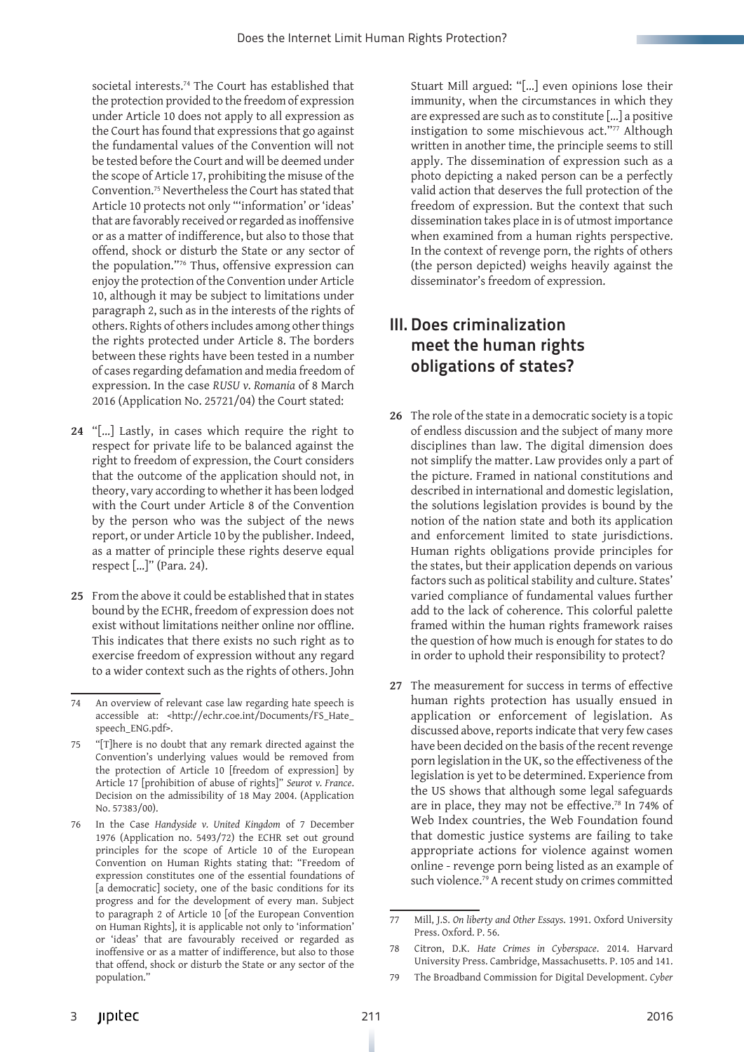societal interests.[74] The Court has established that the protection provided to the freedom of expression under Article 10 does not apply to all expression as the Court has found that expressions that go against the fundamental values of the Convention will not be tested before the Court and will be deemed under the scope of Article 17, prohibiting the misuse of the Convention.[75] Nevertheless the Court has stated that Article 10 protects not only "'information' or 'ideas' that are favorably received or regarded as inoffensive or as a matter of indifference, but also to those that offend, shock or disturb the State or any sector of the population."[76] Thus, offensive expression can enjoy the protection of the Convention under Article 10, although it may be subject to limitations under paragraph 2, such as in the interests of the rights of others. Rights of others includes among other things the rights protected under Article 8. The borders between these rights have been tested in a number of cases regarding defamation and media freedom of expression. In the case *RUSU v. Romania* of 8 March 2016 (Application No. 25721/04) the Court stated:

**24** "[...] Lastly, in cases which require the right to respect for private life to be balanced against the right to freedom of expression, the Court considers that the outcome of the application should not, in theory, vary according to whether it has been lodged with the Court under Article 8 of the Convention by the person who was the subject of the news report, or under Article 10 by the publisher. Indeed, as a matter of principle these rights deserve equal respect [...]" (Para. 24).

**25** From the above it could be established that in states bound by the ECHR, freedom of expression does not exist without limitations neither online nor offline. This indicates that there exists no such right as to exercise freedom of expression without any regard to a wider context such as the rights of others. John Stuart Mill argued: "[...] even opinions lose their immunity, when the circumstances in which they are expressed are such as to constitute [...] a positive instigation to some mischievous act."[77] Although written in another time, the principle seems to still apply. The dissemination of expression such as a photo depicting a naked person can be a perfectly valid action that deserves the full protection of the freedom of expression. But the context that such dissemination takes place in is of utmost importance when examined from a human rights perspective. In the context of revenge porn, the rights of others (the person depicted) weighs heavily against the disseminator's freedom of expression.

## III. Does criminalization meet the human rights obligations of states?

**26** The role of the state in a democratic society is a topic of endless discussion and the subject of many more disciplines than law. The digital dimension does not simplify the matter. Law provides only a part of the picture. Framed in national constitutions and described in international and domestic legislation, the solutions legislation provides is bound by the notion of the nation state and both its application and enforcement limited to state jurisdictions. Human rights obligations provide principles for the states, but their application depends on various factors such as political stability and culture. States' varied compliance of fundamental values further add to the lack of coherence. This colorful palette framed within the human rights framework raises the question of how much is enough for states to do in order to uphold their responsibility to protect?

**27** The measurement for success in terms of effective human rights protection has usually ensued in application or enforcement of legislation. As discussed above, reports indicate that very few cases have been decided on the basis of the recent revenge porn legislation in the UK, so the effectiveness of the legislation is yet to be determined. Experience from the US shows that although some legal safeguards are in place, they may not be effective.[78] In 74% of Web Index countries, the Web Foundation found that domestic justice systems are failing to take appropriate actions for violence against women online - revenge porn being listed as an example of such violence.[79] A recent study on crimes committed

---

74 An overview of relevant case law regarding hate speech is accessible at: <http://echr.coe.int/Documents/FS_Hate_speech_ENG.pdf>.

75 "[T]here is no doubt that any remark directed against the Convention's underlying values would be removed from the protection of Article 10 [freedom of expression] by Article 17 [prohibition of abuse of rights]" *Seurot v. France*. Decision on the admissibility of 18 May 2004. (Application No. 57383/00).

76 In the Case *Handyside v. United Kingdom* of 7 December 1976 (Application no. 5493/72) the ECHR set out ground principles for the scope of Article 10 of the European Convention on Human Rights stating that: "Freedom of expression constitutes one of the essential foundations of [a democratic] society, one of the basic conditions for its progress and for the development of every man. Subject to paragraph 2 of Article 10 [of the European Convention on Human Rights], it is applicable not only to 'information' or 'ideas' that are favourably received or regarded as inoffensive or as a matter of indifference, but also to those that offend, shock or disturb the State or any sector of the population."

77 Mill, J.S. *On liberty and Other Essays*. 1991. Oxford University Press. Oxford. P. 56.

78 Citron, D.K. *Hate Crimes in Cyberspace*. 2014. Harvard University Press. Cambridge, Massachusetts. P. 105 and 141.

79 The Broadband Commission for Digital Development. *Cyber*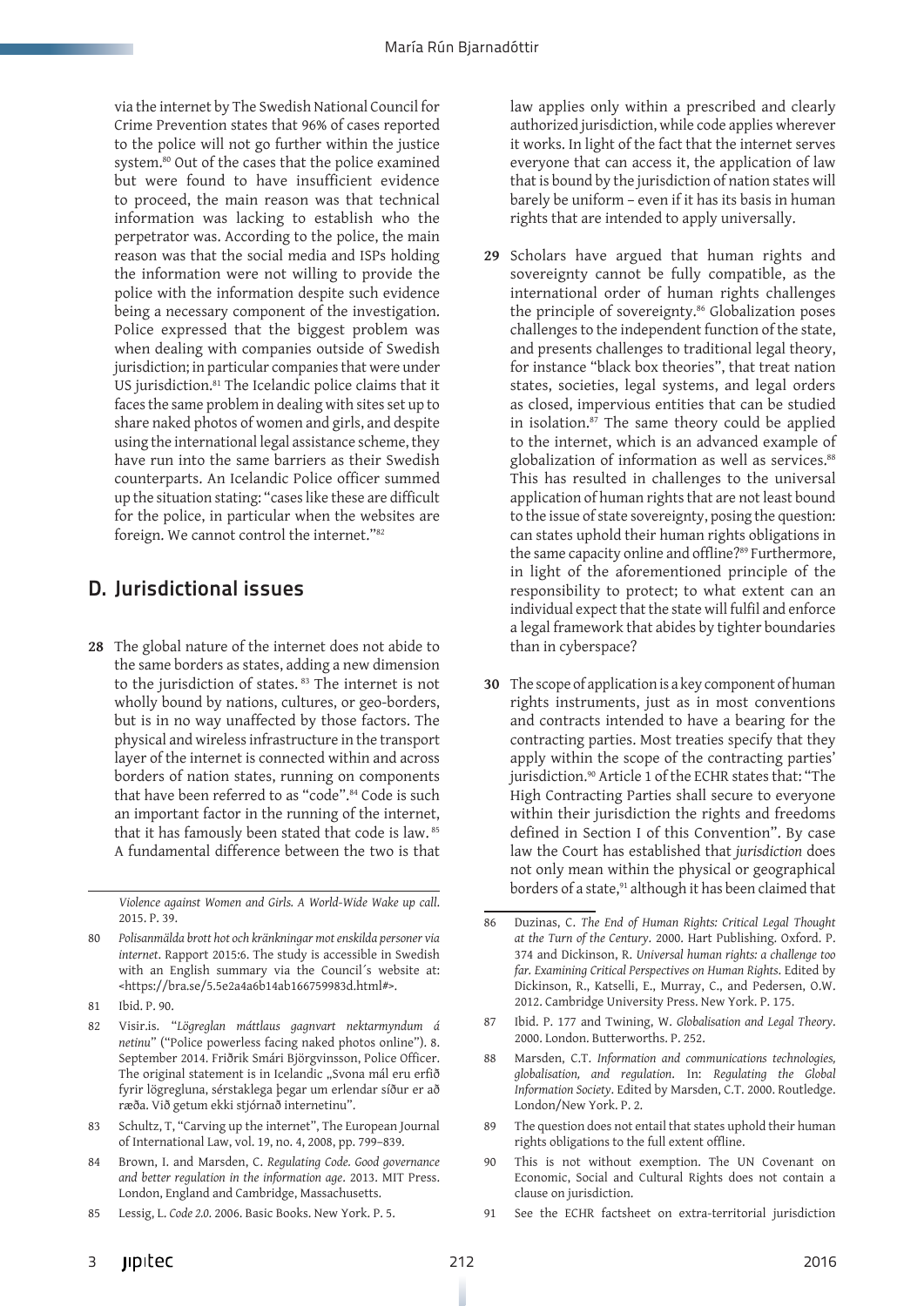via the internet by The Swedish National Council for Crime Prevention states that 96% of cases reported to the police will not go further within the justice system.[80] Out of the cases that the police examined but were found to have insufficient evidence to proceed, the main reason was that technical information was lacking to establish who the perpetrator was. According to the police, the main reason was that the social media and ISPs holding the information were not willing to provide the police with the information despite such evidence being a necessary component of the investigation. Police expressed that the biggest problem was when dealing with companies outside of Swedish jurisdiction; in particular companies that were under US jurisdiction.[81] The Icelandic police claims that it faces the same problem in dealing with sites set up to share naked photos of women and girls, and despite using the international legal assistance scheme, they have run into the same barriers as their Swedish counterparts. An Icelandic Police officer summed up the situation stating: "cases like these are difficult for the police, in particular when the websites are foreign. We cannot control the internet."[82]

## D. Jurisdictional issues

**28** The global nature of the internet does not abide to the same borders as states, adding a new dimension to the jurisdiction of states.[83] The internet is not wholly bound by nations, cultures, or geo-borders, but is in no way unaffected by those factors. The physical and wireless infrastructure in the transport layer of the internet is connected within and across borders of nation states, running on components that have been referred to as "code".[84] Code is such an important factor in the running of the internet, that it has famously been stated that code is law.[85] A fundamental difference between the two is that law applies only within a prescribed and clearly authorized jurisdiction, while code applies wherever it works. In light of the fact that the internet serves everyone that can access it, the application of law that is bound by the jurisdiction of nation states will barely be uniform – even if it has its basis in human rights that are intended to apply universally.

**29** Scholars have argued that human rights and sovereignty cannot be fully compatible, as the international order of human rights challenges the principle of sovereignty.[86] Globalization poses challenges to the independent function of the state, and presents challenges to traditional legal theory, for instance "black box theories", that treat nation states, societies, legal systems, and legal orders as closed, impervious entities that can be studied in isolation.[87] The same theory could be applied to the internet, which is an advanced example of globalization of information as well as services.[88] This has resulted in challenges to the universal application of human rights that are not least bound to the issue of state sovereignty, posing the question: can states uphold their human rights obligations in the same capacity online and offline?[89] Furthermore, in light of the aforementioned principle of the responsibility to protect; to what extent can an individual expect that the state will fulfil and enforce a legal framework that abides by tighter boundaries than in cyberspace?

**30** The scope of application is a key component of human rights instruments, just as in most conventions and contracts intended to have a bearing for the contracting parties. Most treaties specify that they apply within the scope of the contracting parties' jurisdiction.[90] Article 1 of the ECHR states that: "The High Contracting Parties shall secure to everyone within their jurisdiction the rights and freedoms defined in Section I of this Convention". By case law the Court has established that *jurisdiction* does not only mean within the physical or geographical borders of a state,[91] although it has been claimed that

---

*Violence against Women and Girls. A World-Wide Wake up call*. 2015. P. 39.

80 *Polisanmälda brott hot och kränkningar mot enskilda personer via internet*. Rapport 2015:6. The study is accessible in Swedish with an English summary via the Council´s website at: <https://bra.se/5.5e2a4a6b14ab166759983d.html#>.

81 Ibid. P. 90.

82 Visir.is. "*Lögreglan máttlaus gagnvart nektarmyndum á netinu*" ("Police powerless facing naked photos online"). 8. September 2014. Friðrik Smári Björgvinsson, Police Officer. The original statement is in Icelandic „Svona mál eru erfið fyrir lögregluna, sérstaklega þegar um erlendar síður er að ræða. Við getum ekki stjórnað internetinu".

83 Schultz, T, "Carving up the internet", The European Journal of International Law, vol. 19, no. 4, 2008, pp. 799–839.

84 Brown, I. and Marsden, C. *Regulating Code. Good governance and better regulation in the information age*. 2013. MIT Press. London, England and Cambridge, Massachusetts.

85 Lessig, L. *Code 2.0*. 2006. Basic Books. New York. P. 5.

86 Duzinas, C. *The End of Human Rights: Critical Legal Thought at the Turn of the Century*. 2000. Hart Publishing. Oxford. P. 374 and Dickinson, R. *Universal human rights: a challenge too far. Examining Critical Perspectives on Human Rights*. Edited by Dickinson, R., Katselli, E., Murray, C., and Pedersen, O.W. 2012. Cambridge University Press. New York. P. 175.

87 Ibid. P. 177 and Twining, W. *Globalisation and Legal Theory*. 2000. London. Butterworths. P. 252.

88 Marsden, C.T. *Information and communications technologies, globalisation, and regulation*. In: *Regulating the Global Information Society*. Edited by Marsden, C.T. 2000. Routledge. London/New York. P. 2.

89 The question does not entail that states uphold their human rights obligations to the full extent offline.

90 This is not without exemption. The UN Covenant on Economic, Social and Cultural Rights does not contain a clause on jurisdiction.

91 See the ECHR factsheet on extra-territorial jurisdiction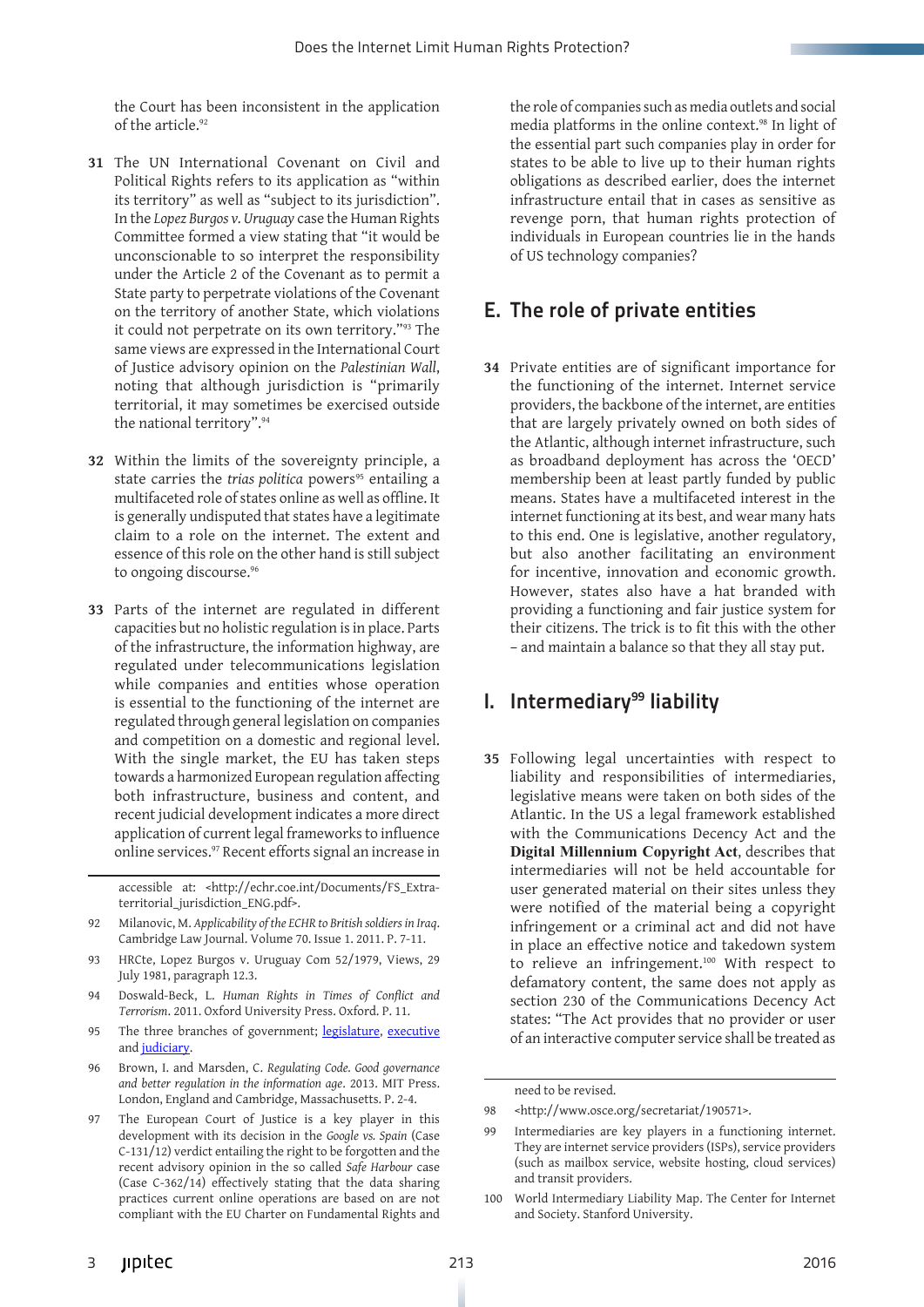the Court has been inconsistent in the application of the article.[92]

**31** The UN International Covenant on Civil and Political Rights refers to its application as "within its territory" as well as "subject to its jurisdiction". In the *Lopez Burgos v. Uruguay* case the Human Rights Committee formed a view stating that "it would be unconscionable to so interpret the responsibility under the Article 2 of the Covenant as to permit a State party to perpetrate violations of the Covenant on the territory of another State, which violations it could not perpetrate on its own territory."[93] The same views are expressed in the International Court of Justice advisory opinion on the *Palestinian Wall*, noting that although jurisdiction is "primarily territorial, it may sometimes be exercised outside the national territory".[94]

**32** Within the limits of the sovereignty principle, a state carries the *trias politica* powers[95] entailing a multifaceted role of states online as well as offline. It is generally undisputed that states have a legitimate claim to a role on the internet. The extent and essence of this role on the other hand is still subject to ongoing discourse.[96]

**33** Parts of the internet are regulated in different capacities but no holistic regulation is in place. Parts of the infrastructure, the information highway, are regulated under telecommunications legislation while companies and entities whose operation is essential to the functioning of the internet are regulated through general legislation on companies and competition on a domestic and regional level. With the single market, the EU has taken steps towards a harmonized European regulation affecting both infrastructure, business and content, and recent judicial development indicates a more direct application of current legal frameworks to influence online services.[97] Recent efforts signal an increase in the role of companies such as media outlets and social media platforms in the online context.[98] In light of the essential part such companies play in order for states to be able to live up to their human rights obligations as described earlier, does the internet infrastructure entail that in cases as sensitive as revenge porn, that human rights protection of individuals in European countries lie in the hands of US technology companies?

## E. The role of private entities

**34** Private entities are of significant importance for the functioning of the internet. Internet service providers, the backbone of the internet, are entities that are largely privately owned on both sides of the Atlantic, although internet infrastructure, such as broadband deployment has across the 'OECD' membership been at least partly funded by public means. States have a multifaceted interest in the internet functioning at its best, and wear many hats to this end. One is legislative, another regulatory, but also another facilitating an environment for incentive, innovation and economic growth. However, states also have a hat branded with providing a functioning and fair justice system for their citizens. The trick is to fit this with the other – and maintain a balance so that they all stay put.

## I. Intermediary[99] liability

**35** Following legal uncertainties with respect to liability and responsibilities of intermediaries, legislative means were taken on both sides of the Atlantic. In the US a legal framework established with the Communications Decency Act and the **Digital Millennium Copyright Act**, describes that intermediaries will not be held accountable for user generated material on their sites unless they were notified of the material being a copyright infringement or a criminal act and did not have in place an effective notice and takedown system to relieve an infringement.[100] With respect to defamatory content, the same does not apply as section 230 of the Communications Decency Act states: "The Act provides that no provider or user of an interactive computer service shall be treated as

---

accessible at: <http://echr.coe.int/Documents/FS_Extra-territorial_jurisdiction_ENG.pdf>.

92 Milanovic, M. *Applicability of the ECHR to British soldiers in Iraq*. Cambridge Law Journal. Volume 70. Issue 1. 2011. P. 7-11.

93 HRCte, Lopez Burgos v. Uruguay Com 52/1979, Views, 29 July 1981, paragraph 12.3.

94 Doswald-Beck, L. *Human Rights in Times of Conflict and Terrorism*. 2011. Oxford University Press. Oxford. P. 11.

95 The three branches of government; legislature, executive and judiciary.

96 Brown, I. and Marsden, C. *Regulating Code. Good governance and better regulation in the information age*. 2013. MIT Press. London, England and Cambridge, Massachusetts. P. 2-4.

97 The European Court of Justice is a key player in this development with its decision in the *Google vs. Spain* (Case C-131/12) verdict entailing the right to be forgotten and the recent advisory opinion in the so called *Safe Harbour* case (Case C-362/14) effectively stating that the data sharing practices current online operations are based on are not compliant with the EU Charter on Fundamental Rights and need to be revised.

98 <http://www.osce.org/secretariat/190571>.

99 Intermediaries are key players in a functioning internet. They are internet service providers (ISPs), service providers (such as mailbox service, website hosting, cloud services) and transit providers.

100 World Intermediary Liability Map. The Center for Internet and Society. Stanford University.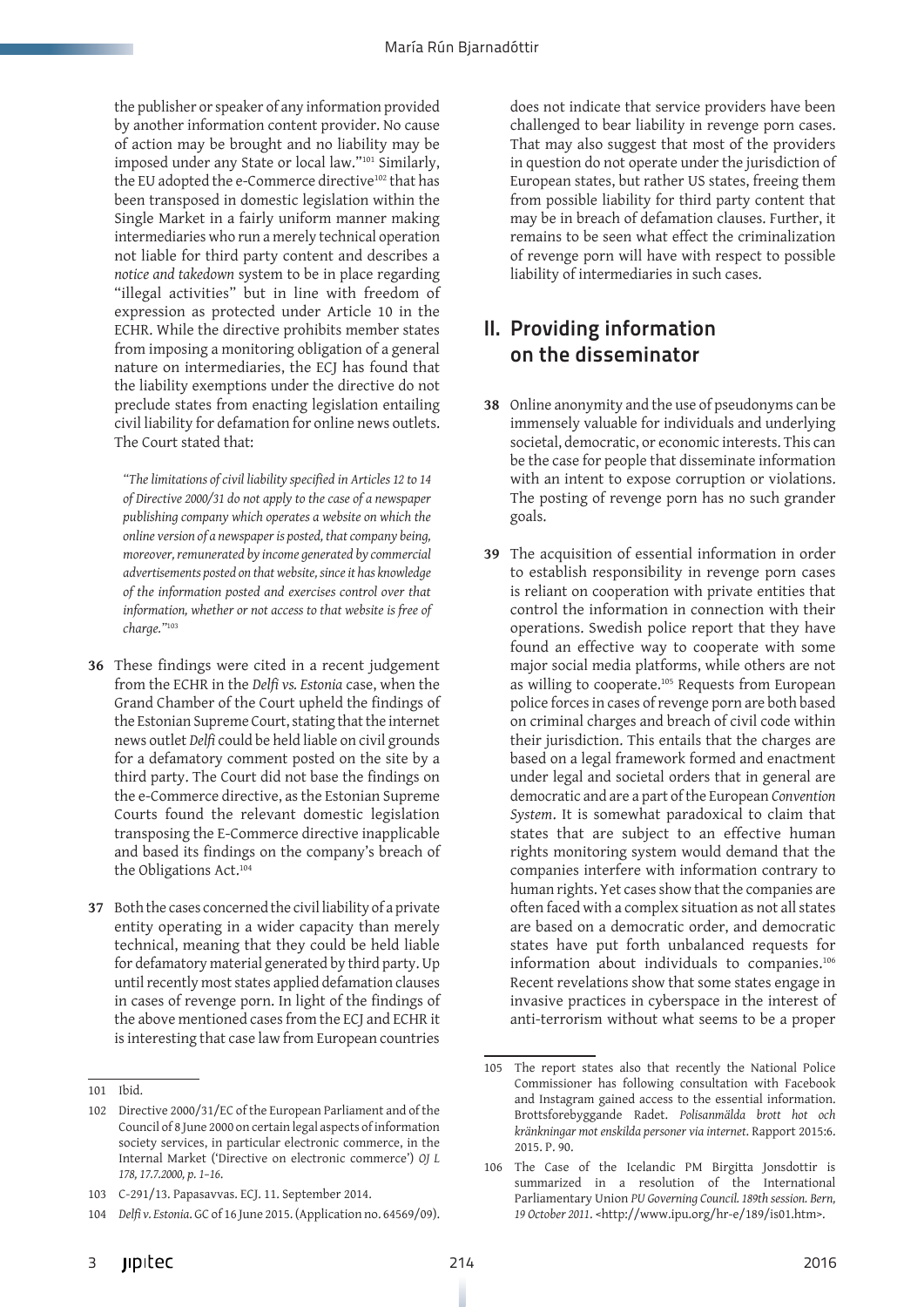the publisher or speaker of any information provided by another information content provider. No cause of action may be brought and no liability may be imposed under any State or local law."[101] Similarly, the EU adopted the e-Commerce directive[102] that has been transposed in domestic legislation within the Single Market in a fairly uniform manner making intermediaries who run a merely technical operation not liable for third party content and describes a *notice and takedown* system to be in place regarding "illegal activities" but in line with freedom of expression as protected under Article 10 in the ECHR. While the directive prohibits member states from imposing a monitoring obligation of a general nature on intermediaries, the ECJ has found that the liability exemptions under the directive do not preclude states from enacting legislation entailing civil liability for defamation for online news outlets. The Court stated that:

> *"The limitations of civil liability specified in Articles 12 to 14 of Directive 2000/31 do not apply to the case of a newspaper publishing company which operates a website on which the online version of a newspaper is posted, that company being, moreover, remunerated by income generated by commercial advertisements posted on that website, since it has knowledge of the information posted and exercises control over that information, whether or not access to that website is free of charge."*[103]

**36** These findings were cited in a recent judgement from the ECHR in the *Delfi vs. Estonia* case, when the Grand Chamber of the Court upheld the findings of the Estonian Supreme Court, stating that the internet news outlet *Delfi* could be held liable on civil grounds for a defamatory comment posted on the site by a third party. The Court did not base the findings on the e-Commerce directive, as the Estonian Supreme Courts found the relevant domestic legislation transposing the E-Commerce directive inapplicable and based its findings on the company's breach of the Obligations Act.[104]

**37** Both the cases concerned the civil liability of a private entity operating in a wider capacity than merely technical, meaning that they could be held liable for defamatory material generated by third party. Up until recently most states applied defamation clauses in cases of revenge porn. In light of the findings of the above mentioned cases from the ECJ and ECHR it is interesting that case law from European countries does not indicate that service providers have been challenged to bear liability in revenge porn cases. That may also suggest that most of the providers in question do not operate under the jurisdiction of European states, but rather US states, freeing them from possible liability for third party content that may be in breach of defamation clauses. Further, it remains to be seen what effect the criminalization of revenge porn will have with respect to possible liability of intermediaries in such cases.

## II. Providing information on the disseminator

**38** Online anonymity and the use of pseudonyms can be immensely valuable for individuals and underlying societal, democratic, or economic interests. This can be the case for people that disseminate information with an intent to expose corruption or violations. The posting of revenge porn has no such grander goals.

**39** The acquisition of essential information in order to establish responsibility in revenge porn cases is reliant on cooperation with private entities that control the information in connection with their operations. Swedish police report that they have found an effective way to cooperate with some major social media platforms, while others are not as willing to cooperate.[105] Requests from European police forces in cases of revenge porn are both based on criminal charges and breach of civil code within their jurisdiction. This entails that the charges are based on a legal framework formed and enactment under legal and societal orders that in general are democratic and are a part of the European *Convention System*. It is somewhat paradoxical to claim that states that are subject to an effective human rights monitoring system would demand that the companies interfere with information contrary to human rights. Yet cases show that the companies are often faced with a complex situation as not all states are based on a democratic order, and democratic states have put forth unbalanced requests for information about individuals to companies.[106] Recent revelations show that some states engage in invasive practices in cyberspace in the interest of anti-terrorism without what seems to be a proper

---

101 Ibid.

102 Directive 2000/31/EC of the European Parliament and of the Council of 8 June 2000 on certain legal aspects of information society services, in particular electronic commerce, in the Internal Market ('Directive on electronic commerce') *OJ L 178, 17.7.2000, p. 1–16*.

103 C-291/13. Papasavvas. ECJ. 11. September 2014.

104 *Delfi v. Estonia*. GC of 16 June 2015. (Application no. 64569/09).

105 The report states also that recently the National Police Commissioner has following consultation with Facebook and Instagram gained access to the essential information. Brottsforebyggande Radet. *Polisanmälda brott hot och kränkningar mot enskilda personer via internet*. Rapport 2015:6. 2015. P. 90.

106 The Case of the Icelandic PM Birgitta Jonsdottir is summarized in a resolution of the International Parliamentary Union *PU Governing Council. 189th session. Bern, 19 October 2011*. <http://www.ipu.org/hr-e/189/is01.htm>.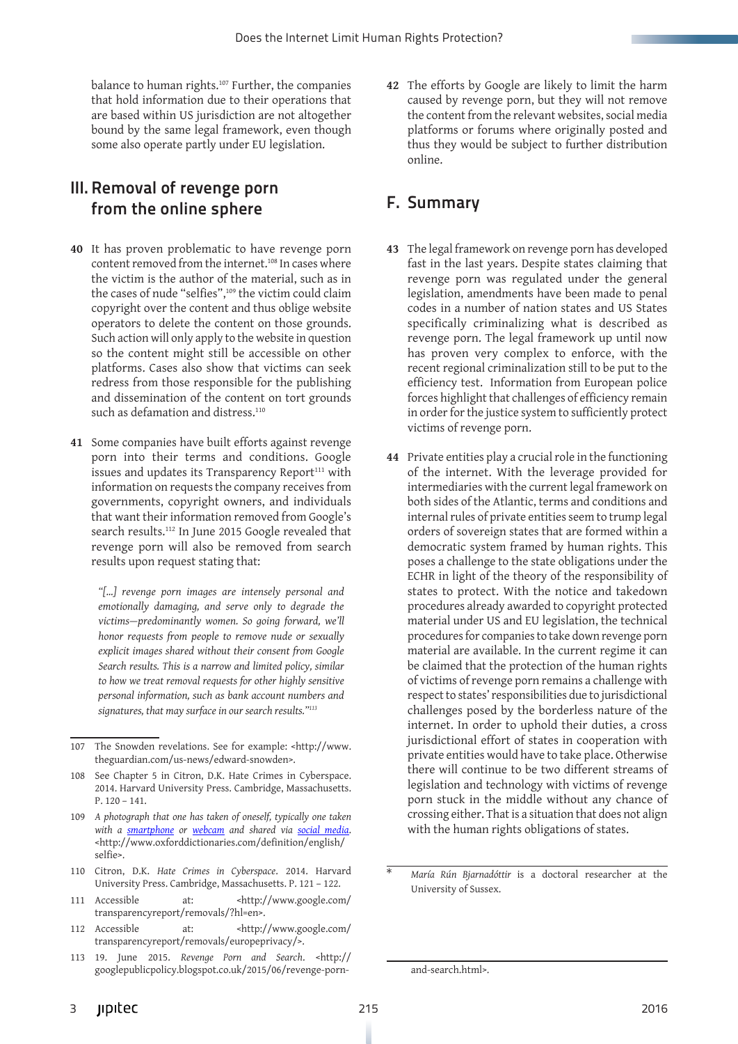balance to human rights.[107] Further, the companies that hold information due to their operations that are based within US jurisdiction are not altogether bound by the same legal framework, even though some also operate partly under EU legislation.

## III. Removal of revenge porn from the online sphere

**40** It has proven problematic to have revenge porn content removed from the internet.[108] In cases where the victim is the author of the material, such as in the cases of nude "selfies",[109] the victim could claim copyright over the content and thus oblige website operators to delete the content on those grounds. Such action will only apply to the website in question so the content might still be accessible on other platforms. Cases also show that victims can seek redress from those responsible for the publishing and dissemination of the content on tort grounds such as defamation and distress.[110]

**41** Some companies have built efforts against revenge porn into their terms and conditions. Google issues and updates its Transparency Report[111] with information on requests the company receives from governments, copyright owners, and individuals that want their information removed from Google's search results.[112] In June 2015 Google revealed that revenge porn will also be removed from search results upon request stating that:

> *"[...] revenge porn images are intensely personal and emotionally damaging, and serve only to degrade the victims—predominantly women. So going forward, we'll honor requests from people to remove nude or sexually explicit images shared without their consent from Google Search results. This is a narrow and limited policy, similar to how we treat removal requests for other highly sensitive personal information, such as bank account numbers and signatures, that may surface in our search results."*[113]

**42** The efforts by Google are likely to limit the harm caused by revenge porn, but they will not remove the content from the relevant websites, social media platforms or forums where originally posted and thus they would be subject to further distribution online.

# F. Summary

**43** The legal framework on revenge porn has developed fast in the last years. Despite states claiming that revenge porn was regulated under the general legislation, amendments have been made to penal codes in a number of nation states and US States specifically criminalizing what is described as revenge porn. The legal framework up until now has proven very complex to enforce, with the recent regional criminalization still to be put to the efficiency test. Information from European police forces highlight that challenges of efficiency remain in order for the justice system to sufficiently protect victims of revenge porn.

**44** Private entities play a crucial role in the functioning of the internet. With the leverage provided for intermediaries with the current legal framework on both sides of the Atlantic, terms and conditions and internal rules of private entities seem to trump legal orders of sovereign states that are formed within a democratic system framed by human rights. This poses a challenge to the state obligations under the ECHR in light of the theory of the responsibility of states to protect. With the notice and takedown procedures already awarded to copyright protected material under US and EU legislation, the technical procedures for companies to take down revenge porn material are available. In the current regime it can be claimed that the protection of the human rights of victims of revenge porn remains a challenge with respect to states' responsibilities due to jurisdictional challenges posed by the borderless nature of the internet. In order to uphold their duties, a cross jurisdictional effort of states in cooperation with private entities would have to take place. Otherwise there will continue to be two different streams of legislation and technology with victims of revenge porn stuck in the middle without any chance of crossing either. That is a situation that does not align with the human rights obligations of states.

---

107 The Snowden revelations. See for example: <http://www.theguardian.com/us-news/edward-snowden>.

108 See Chapter 5 in Citron, D.K. Hate Crimes in Cyberspace. 2014. Harvard University Press. Cambridge, Massachusetts. P. 120 – 141.

109 *A photograph that one has taken of oneself, typically one taken with a smartphone or webcam and shared via social media.* <http://www.oxforddictionaries.com/definition/english/selfie>.

110 Citron, D.K. *Hate Crimes in Cyberspace*. 2014. Harvard University Press. Cambridge, Massachusetts. P. 121 – 122.

111 Accessible at: <http://www.google.com/transparencyreport/removals/?hl=en>.

112 Accessible at: <http://www.google.com/transparencyreport/removals/europeprivacy/>.

113 19. June 2015. *Revenge Porn and Search*. <http://googlepublicpolicy.blogspot.co.uk/2015/06/revenge-porn-and-search.html>.

\* *María Rún Bjarnadóttir* is a doctoral researcher at the University of Sussex.